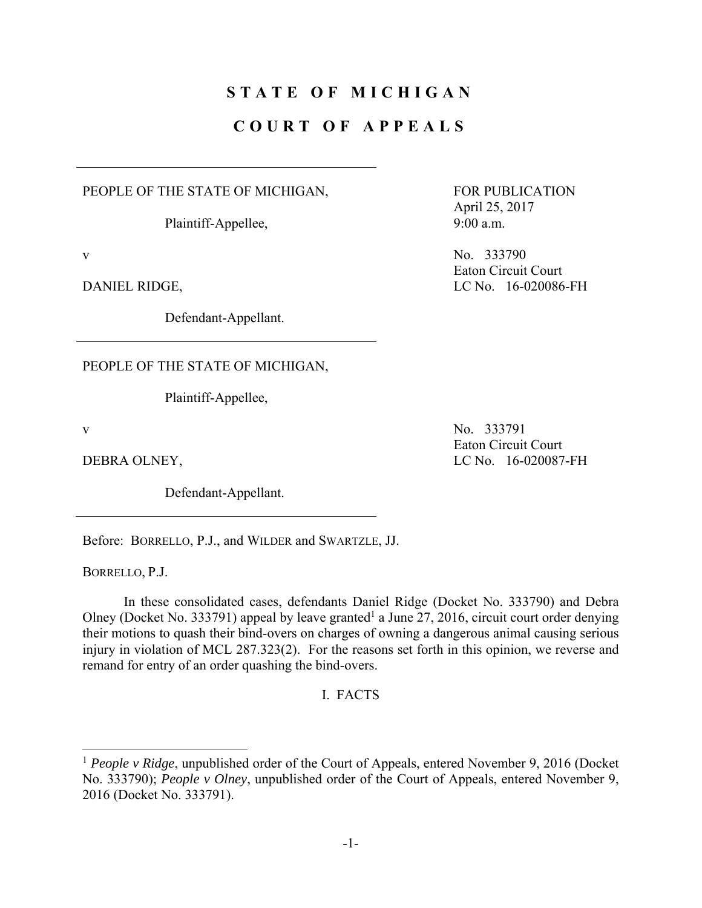# STATE OF MICHIGAN

# COURT OF APPEALS

---

PEOPLE OF THE STATE OF MICHIGAN,

Plaintiff-Appellee,

v

DANIEL RIDGE,

Defendant-Appellant.

FOR PUBLICATION
April 25, 2017
9:00 a.m.

No. 333790
Eaton Circuit Court
LC No. 16-020086-FH

---

PEOPLE OF THE STATE OF MICHIGAN,

Plaintiff-Appellee,

v

DEBRA OLNEY,

Defendant-Appellant.

No. 333791
Eaton Circuit Court
LC No. 16-020087-FH

---

Before: BORRELLO, P.J., and WILDER and SWARTZLE, JJ.

BORRELLO, P.J.

In these consolidated cases, defendants Daniel Ridge (Docket No. 333790) and Debra Olney (Docket No. 333791) appeal by leave granted[1] a June 27, 2016, circuit court order denying their motions to quash their bind-overs on charges of owning a dangerous animal causing serious injury in violation of MCL 287.323(2). For the reasons set forth in this opinion, we reverse and remand for entry of an order quashing the bind-overs.

## I. FACTS

---

[1] *People v Ridge*, unpublished order of the Court of Appeals, entered November 9, 2016 (Docket No. 333790); *People v Olney*, unpublished order of the Court of Appeals, entered November 9, 2016 (Docket No. 333791).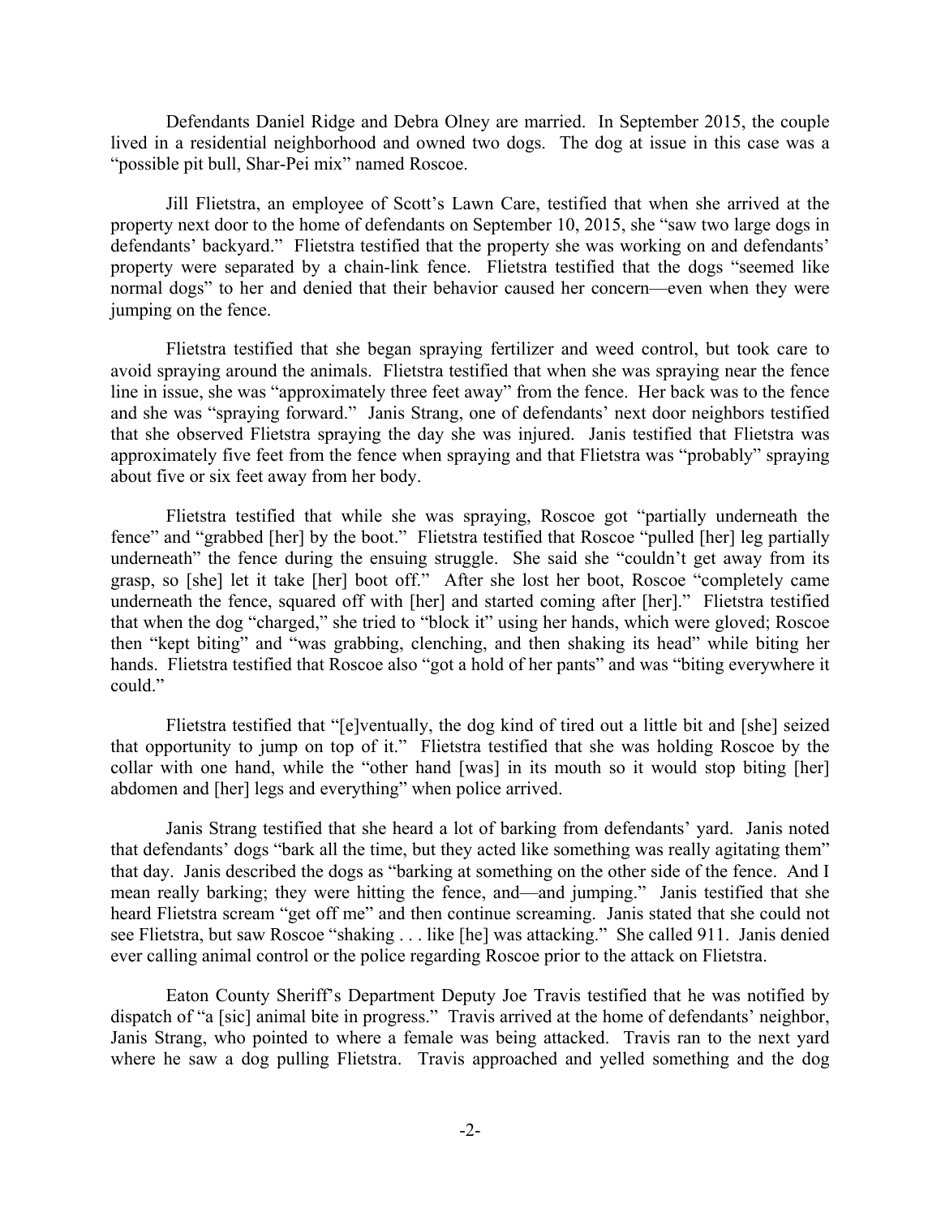Defendants Daniel Ridge and Debra Olney are married. In September 2015, the couple lived in a residential neighborhood and owned two dogs. The dog at issue in this case was a "possible pit bull, Shar-Pei mix" named Roscoe.

Jill Flietstra, an employee of Scott's Lawn Care, testified that when she arrived at the property next door to the home of defendants on September 10, 2015, she "saw two large dogs in defendants' backyard." Flietstra testified that the property she was working on and defendants' property were separated by a chain-link fence. Flietstra testified that the dogs "seemed like normal dogs" to her and denied that their behavior caused her concern—even when they were jumping on the fence.

Flietstra testified that she began spraying fertilizer and weed control, but took care to avoid spraying around the animals. Flietstra testified that when she was spraying near the fence line in issue, she was "approximately three feet away" from the fence. Her back was to the fence and she was "spraying forward." Janis Strang, one of defendants' next door neighbors testified that she observed Flietstra spraying the day she was injured. Janis testified that Flietstra was approximately five feet from the fence when spraying and that Flietstra was "probably" spraying about five or six feet away from her body.

Flietstra testified that while she was spraying, Roscoe got "partially underneath the fence" and "grabbed [her] by the boot." Flietstra testified that Roscoe "pulled [her] leg partially underneath" the fence during the ensuing struggle. She said she "couldn't get away from its grasp, so [she] let it take [her] boot off." After she lost her boot, Roscoe "completely came underneath the fence, squared off with [her] and started coming after [her]." Flietstra testified that when the dog "charged," she tried to "block it" using her hands, which were gloved; Roscoe then "kept biting" and "was grabbing, clenching, and then shaking its head" while biting her hands. Flietstra testified that Roscoe also "got a hold of her pants" and was "biting everywhere it could."

Flietstra testified that "[e]ventually, the dog kind of tired out a little bit and [she] seized that opportunity to jump on top of it." Flietstra testified that she was holding Roscoe by the collar with one hand, while the "other hand [was] in its mouth so it would stop biting [her] abdomen and [her] legs and everything" when police arrived.

Janis Strang testified that she heard a lot of barking from defendants' yard. Janis noted that defendants' dogs "bark all the time, but they acted like something was really agitating them" that day. Janis described the dogs as "barking at something on the other side of the fence. And I mean really barking; they were hitting the fence, and—and jumping." Janis testified that she heard Flietstra scream "get off me" and then continue screaming. Janis stated that she could not see Flietstra, but saw Roscoe "shaking . . . like [he] was attacking." She called 911. Janis denied ever calling animal control or the police regarding Roscoe prior to the attack on Flietstra.

Eaton County Sheriff's Department Deputy Joe Travis testified that he was notified by dispatch of "a [sic] animal bite in progress." Travis arrived at the home of defendants' neighbor, Janis Strang, who pointed to where a female was being attacked. Travis ran to the next yard where he saw a dog pulling Flietstra. Travis approached and yelled something and the dog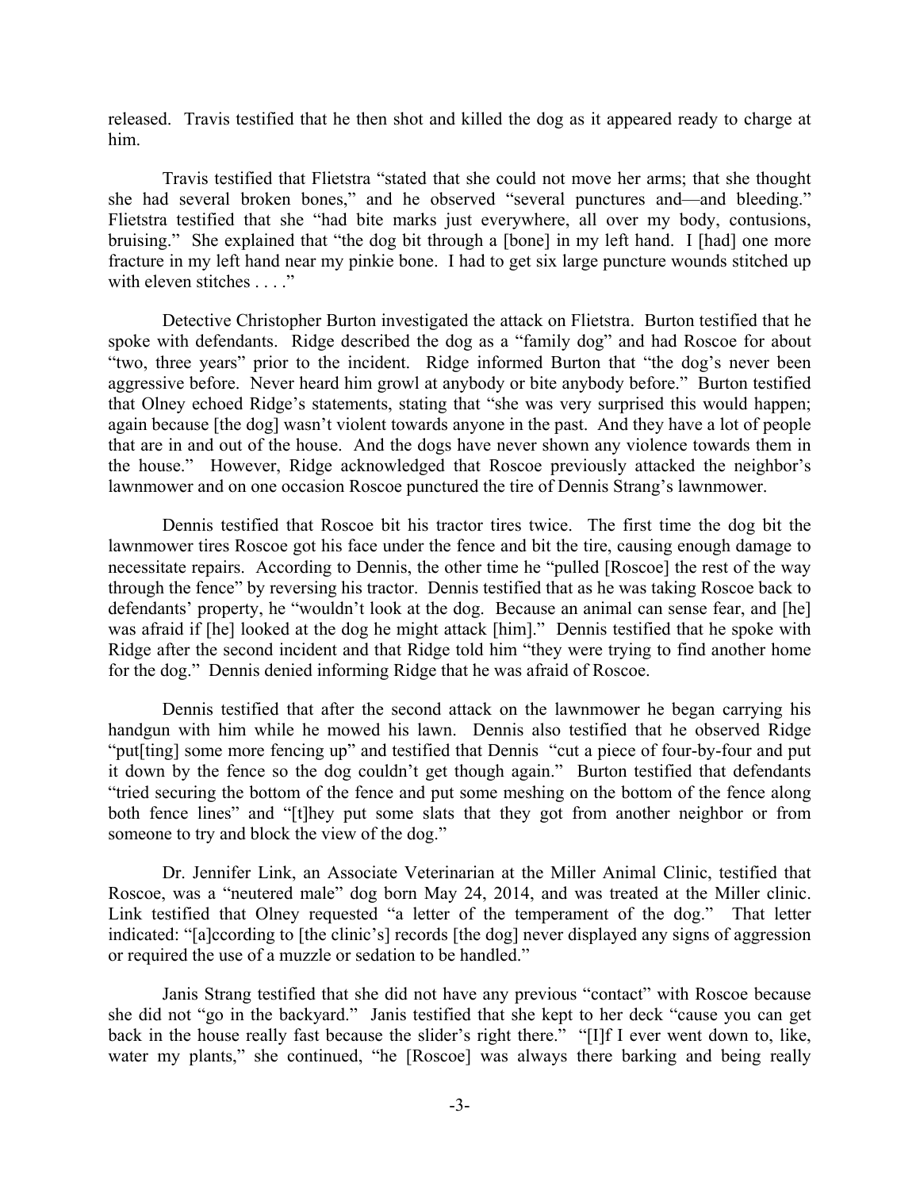released. Travis testified that he then shot and killed the dog as it appeared ready to charge at him.

Travis testified that Flietstra "stated that she could not move her arms; that she thought she had several broken bones," and he observed "several punctures and—and bleeding." Flietstra testified that she "had bite marks just everywhere, all over my body, contusions, bruising." She explained that "the dog bit through a [bone] in my left hand. I [had] one more fracture in my left hand near my pinkie bone. I had to get six large puncture wounds stitched up with eleven stitches . . . ."

Detective Christopher Burton investigated the attack on Flietstra. Burton testified that he spoke with defendants. Ridge described the dog as a "family dog" and had Roscoe for about "two, three years" prior to the incident. Ridge informed Burton that "the dog's never been aggressive before. Never heard him growl at anybody or bite anybody before." Burton testified that Olney echoed Ridge's statements, stating that "she was very surprised this would happen; again because [the dog] wasn't violent towards anyone in the past. And they have a lot of people that are in and out of the house. And the dogs have never shown any violence towards them in the house." However, Ridge acknowledged that Roscoe previously attacked the neighbor's lawnmower and on one occasion Roscoe punctured the tire of Dennis Strang's lawnmower.

Dennis testified that Roscoe bit his tractor tires twice. The first time the dog bit the lawnmower tires Roscoe got his face under the fence and bit the tire, causing enough damage to necessitate repairs. According to Dennis, the other time he "pulled [Roscoe] the rest of the way through the fence" by reversing his tractor. Dennis testified that as he was taking Roscoe back to defendants' property, he "wouldn't look at the dog. Because an animal can sense fear, and [he] was afraid if [he] looked at the dog he might attack [him]." Dennis testified that he spoke with Ridge after the second incident and that Ridge told him "they were trying to find another home for the dog." Dennis denied informing Ridge that he was afraid of Roscoe.

Dennis testified that after the second attack on the lawnmower he began carrying his handgun with him while he mowed his lawn. Dennis also testified that he observed Ridge "put[ting] some more fencing up" and testified that Dennis "cut a piece of four-by-four and put it down by the fence so the dog couldn't get though again." Burton testified that defendants "tried securing the bottom of the fence and put some meshing on the bottom of the fence along both fence lines" and "[t]hey put some slats that they got from another neighbor or from someone to try and block the view of the dog."

Dr. Jennifer Link, an Associate Veterinarian at the Miller Animal Clinic, testified that Roscoe, was a "neutered male" dog born May 24, 2014, and was treated at the Miller clinic. Link testified that Olney requested "a letter of the temperament of the dog." That letter indicated: "[a]ccording to [the clinic's] records [the dog] never displayed any signs of aggression or required the use of a muzzle or sedation to be handled."

Janis Strang testified that she did not have any previous "contact" with Roscoe because she did not "go in the backyard." Janis testified that she kept to her deck "cause you can get back in the house really fast because the slider's right there." "[I]f I ever went down to, like, water my plants," she continued, "he [Roscoe] was always there barking and being really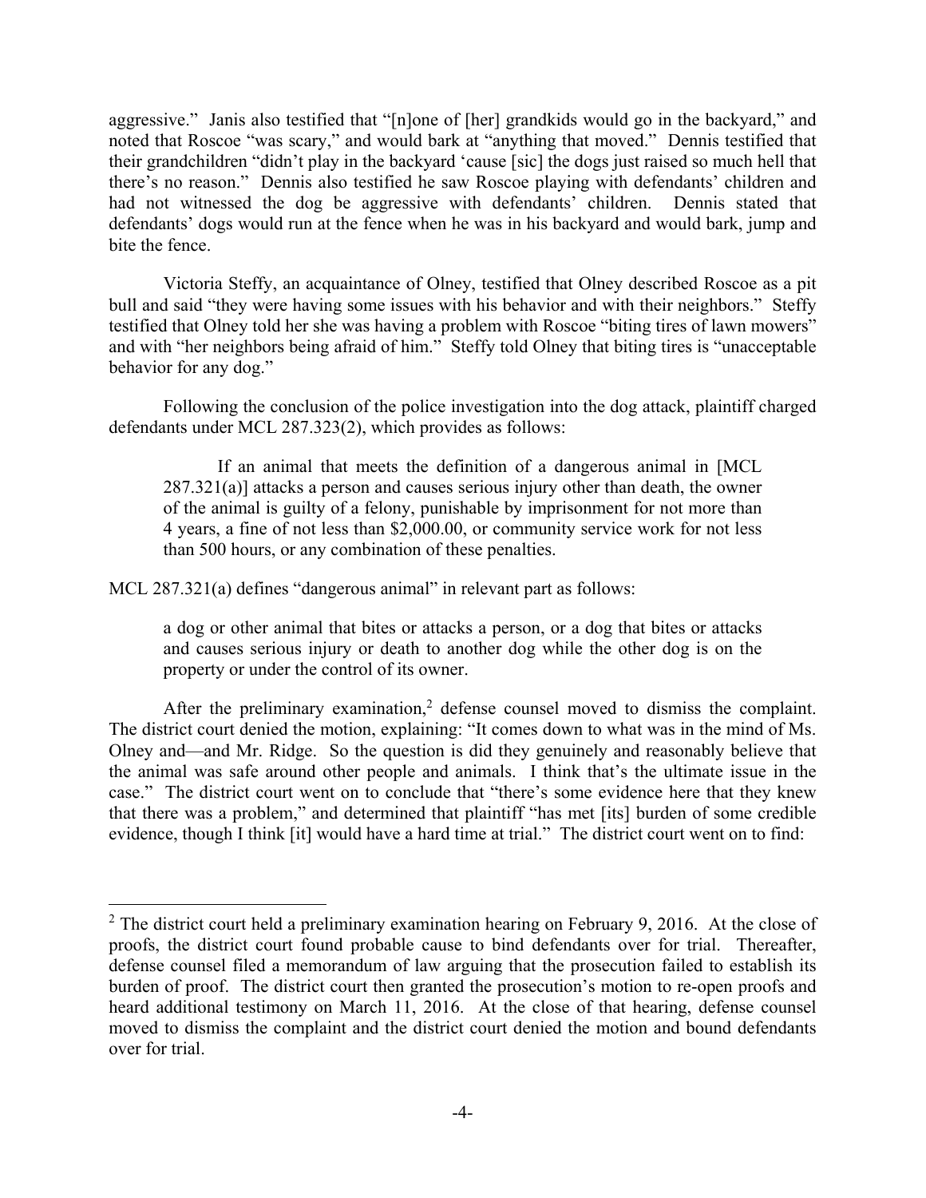aggressive." Janis also testified that "[n]one of [her] grandkids would go in the backyard," and noted that Roscoe "was scary," and would bark at "anything that moved." Dennis testified that their grandchildren "didn't play in the backyard 'cause [sic] the dogs just raised so much hell that there's no reason." Dennis also testified he saw Roscoe playing with defendants' children and had not witnessed the dog be aggressive with defendants' children. Dennis stated that defendants' dogs would run at the fence when he was in his backyard and would bark, jump and bite the fence.

Victoria Steffy, an acquaintance of Olney, testified that Olney described Roscoe as a pit bull and said "they were having some issues with his behavior and with their neighbors." Steffy testified that Olney told her she was having a problem with Roscoe "biting tires of lawn mowers" and with "her neighbors being afraid of him." Steffy told Olney that biting tires is "unacceptable behavior for any dog."

Following the conclusion of the police investigation into the dog attack, plaintiff charged defendants under MCL 287.323(2), which provides as follows:

> If an animal that meets the definition of a dangerous animal in [MCL 287.321(a)] attacks a person and causes serious injury other than death, the owner of the animal is guilty of a felony, punishable by imprisonment for not more than 4 years, a fine of not less than $2,000.00, or community service work for not less than 500 hours, or any combination of these penalties.

MCL 287.321(a) defines "dangerous animal" in relevant part as follows:

> a dog or other animal that bites or attacks a person, or a dog that bites or attacks and causes serious injury or death to another dog while the other dog is on the property or under the control of its owner.

After the preliminary examination,[2] defense counsel moved to dismiss the complaint. The district court denied the motion, explaining: "It comes down to what was in the mind of Ms. Olney and—and Mr. Ridge. So the question is did they genuinely and reasonably believe that the animal was safe around other people and animals. I think that's the ultimate issue in the case." The district court went on to conclude that "there's some evidence here that they knew that there was a problem," and determined that plaintiff "has met [its] burden of some credible evidence, though I think [it] would have a hard time at trial." The district court went on to find:

---

[2] The district court held a preliminary examination hearing on February 9, 2016. At the close of proofs, the district court found probable cause to bind defendants over for trial. Thereafter, defense counsel filed a memorandum of law arguing that the prosecution failed to establish its burden of proof. The district court then granted the prosecution's motion to re-open proofs and heard additional testimony on March 11, 2016. At the close of that hearing, defense counsel moved to dismiss the complaint and the district court denied the motion and bound defendants over for trial.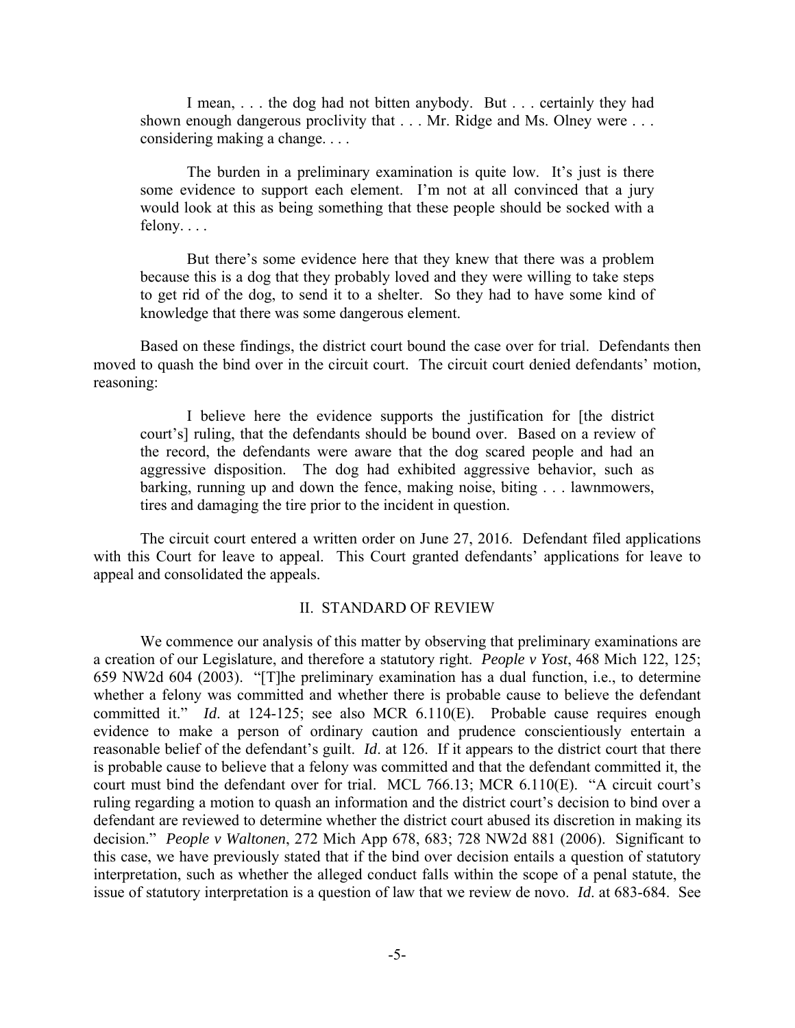> I mean, . . . the dog had not bitten anybody. But . . . certainly they had shown enough dangerous proclivity that . . . Mr. Ridge and Ms. Olney were . . . considering making a change. . . .
>
> The burden in a preliminary examination is quite low. It's just is there some evidence to support each element. I'm not at all convinced that a jury would look at this as being something that these people should be socked with a felony. . . .
>
> But there's some evidence here that they knew that there was a problem because this is a dog that they probably loved and they were willing to take steps to get rid of the dog, to send it to a shelter. So they had to have some kind of knowledge that there was some dangerous element.

Based on these findings, the district court bound the case over for trial. Defendants then moved to quash the bind over in the circuit court. The circuit court denied defendants' motion, reasoning:

> I believe here the evidence supports the justification for [the district court's] ruling, that the defendants should be bound over. Based on a review of the record, the defendants were aware that the dog scared people and had an aggressive disposition. The dog had exhibited aggressive behavior, such as barking, running up and down the fence, making noise, biting . . . lawnmowers, tires and damaging the tire prior to the incident in question.

The circuit court entered a written order on June 27, 2016. Defendant filed applications with this Court for leave to appeal. This Court granted defendants' applications for leave to appeal and consolidated the appeals.

## II. STANDARD OF REVIEW

We commence our analysis of this matter by observing that preliminary examinations are a creation of our Legislature, and therefore a statutory right. *People v Yost*, 468 Mich 122, 125; 659 NW2d 604 (2003). "[T]he preliminary examination has a dual function, i.e., to determine whether a felony was committed and whether there is probable cause to believe the defendant committed it." *Id*. at 124-125; see also MCR 6.110(E). Probable cause requires enough evidence to make a person of ordinary caution and prudence conscientiously entertain a reasonable belief of the defendant's guilt. *Id*. at 126. If it appears to the district court that there is probable cause to believe that a felony was committed and that the defendant committed it, the court must bind the defendant over for trial. MCL 766.13; MCR 6.110(E). "A circuit court's ruling regarding a motion to quash an information and the district court's decision to bind over a defendant are reviewed to determine whether the district court abused its discretion in making its decision." *People v Waltonen*, 272 Mich App 678, 683; 728 NW2d 881 (2006). Significant to this case, we have previously stated that if the bind over decision entails a question of statutory interpretation, such as whether the alleged conduct falls within the scope of a penal statute, the issue of statutory interpretation is a question of law that we review de novo. *Id*. at 683-684. See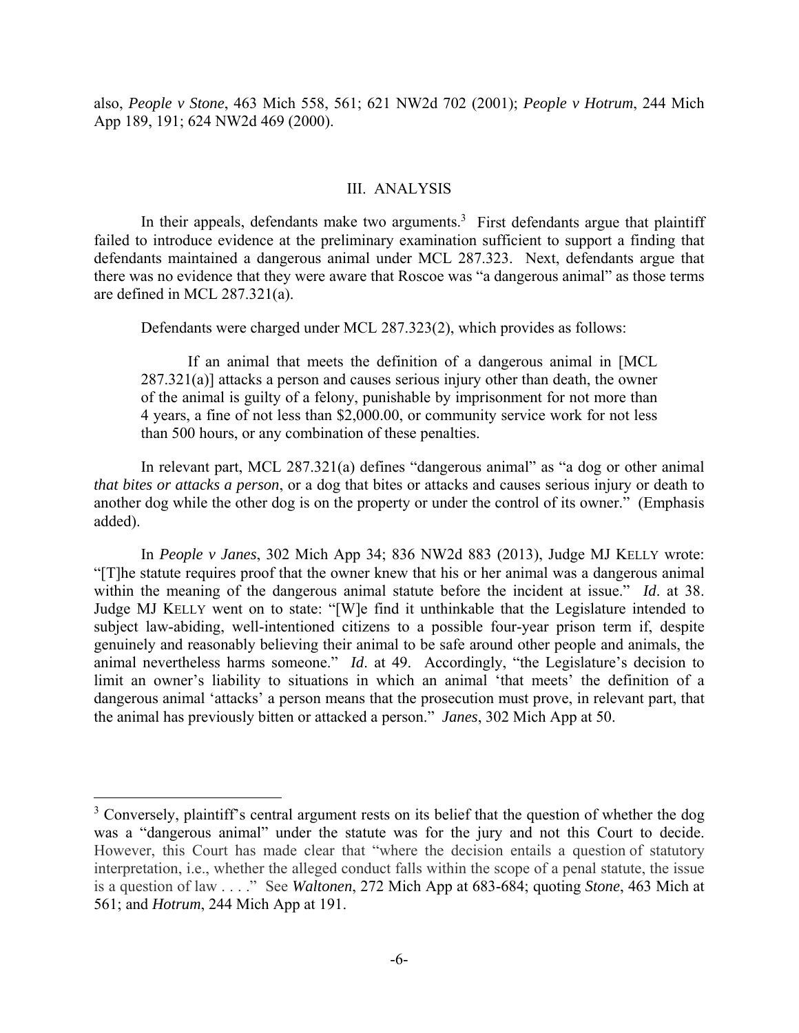also, *People v Stone*, 463 Mich 558, 561; 621 NW2d 702 (2001); *People v Hotrum*, 244 Mich App 189, 191; 624 NW2d 469 (2000).

## III. ANALYSIS

In their appeals, defendants make two arguments.[3] First defendants argue that plaintiff failed to introduce evidence at the preliminary examination sufficient to support a finding that defendants maintained a dangerous animal under MCL 287.323. Next, defendants argue that there was no evidence that they were aware that Roscoe was "a dangerous animal" as those terms are defined in MCL 287.321(a).

Defendants were charged under MCL 287.323(2), which provides as follows:

> If an animal that meets the definition of a dangerous animal in [MCL 287.321(a)] attacks a person and causes serious injury other than death, the owner of the animal is guilty of a felony, punishable by imprisonment for not more than 4 years, a fine of not less than $2,000.00, or community service work for not less than 500 hours, or any combination of these penalties.

In relevant part, MCL 287.321(a) defines "dangerous animal" as "a dog or other animal *that bites or attacks a person*, or a dog that bites or attacks and causes serious injury or death to another dog while the other dog is on the property or under the control of its owner." (Emphasis added).

In *People v Janes*, 302 Mich App 34; 836 NW2d 883 (2013), Judge MJ KELLY wrote: "[T]he statute requires proof that the owner knew that his or her animal was a dangerous animal within the meaning of the dangerous animal statute before the incident at issue." *Id*. at 38. Judge MJ KELLY went on to state: "[W]e find it unthinkable that the Legislature intended to subject law-abiding, well-intentioned citizens to a possible four-year prison term if, despite genuinely and reasonably believing their animal to be safe around other people and animals, the animal nevertheless harms someone." *Id*. at 49. Accordingly, "the Legislature's decision to limit an owner's liability to situations in which an animal 'that meets' the definition of a dangerous animal 'attacks' a person means that the prosecution must prove, in relevant part, that the animal has previously bitten or attacked a person." *Janes*, 302 Mich App at 50.

---

[3] Conversely, plaintiff's central argument rests on its belief that the question of whether the dog was a "dangerous animal" under the statute was for the jury and not this Court to decide. However, this Court has made clear that "where the decision entails a question of statutory interpretation, i.e., whether the alleged conduct falls within the scope of a penal statute, the issue is a question of law . . . ." See *Waltonen*, 272 Mich App at 683-684; quoting *Stone*, 463 Mich at 561; and *Hotrum*, 244 Mich App at 191.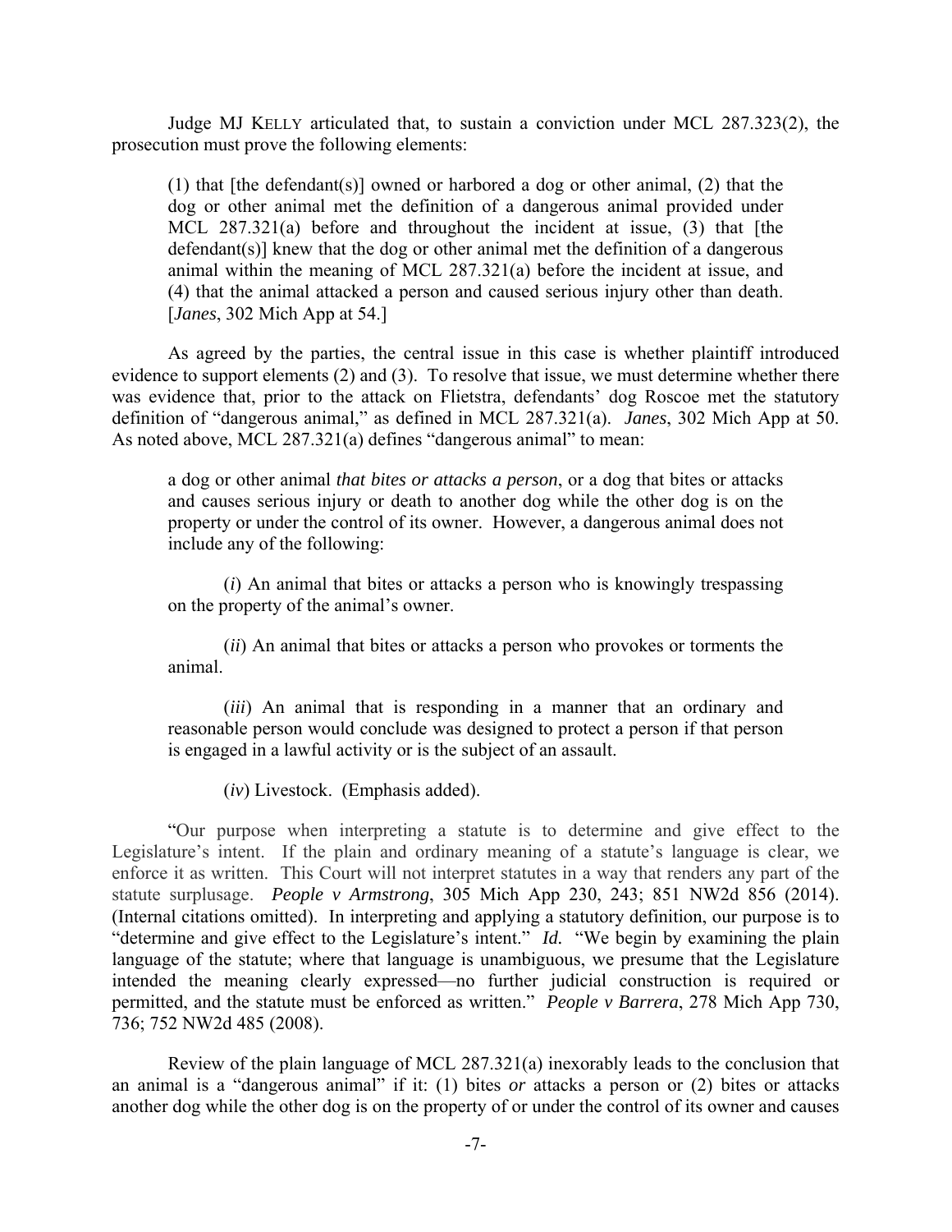Judge MJ KELLY articulated that, to sustain a conviction under MCL 287.323(2), the prosecution must prove the following elements:

> (1) that [the defendant(s)] owned or harbored a dog or other animal, (2) that the dog or other animal met the definition of a dangerous animal provided under MCL 287.321(a) before and throughout the incident at issue, (3) that [the defendant(s)] knew that the dog or other animal met the definition of a dangerous animal within the meaning of MCL 287.321(a) before the incident at issue, and (4) that the animal attacked a person and caused serious injury other than death. [*Janes*, 302 Mich App at 54.]

As agreed by the parties, the central issue in this case is whether plaintiff introduced evidence to support elements (2) and (3). To resolve that issue, we must determine whether there was evidence that, prior to the attack on Flietstra, defendants' dog Roscoe met the statutory definition of "dangerous animal," as defined in MCL 287.321(a). *Janes*, 302 Mich App at 50. As noted above, MCL 287.321(a) defines "dangerous animal" to mean:

> a dog or other animal *that bites or attacks a person*, or a dog that bites or attacks and causes serious injury or death to another dog while the other dog is on the property or under the control of its owner. However, a dangerous animal does not include any of the following:
>
> (*i*) An animal that bites or attacks a person who is knowingly trespassing on the property of the animal's owner.
>
> (*ii*) An animal that bites or attacks a person who provokes or torments the animal.
>
> (*iii*) An animal that is responding in a manner that an ordinary and reasonable person would conclude was designed to protect a person if that person is engaged in a lawful activity or is the subject of an assault.
>
> (*iv*) Livestock. (Emphasis added).

"Our purpose when interpreting a statute is to determine and give effect to the Legislature's intent. If the plain and ordinary meaning of a statute's language is clear, we enforce it as written. This Court will not interpret statutes in a way that renders any part of the statute surplusage. *People v Armstrong*, 305 Mich App 230, 243; 851 NW2d 856 (2014). (Internal citations omitted). In interpreting and applying a statutory definition, our purpose is to "determine and give effect to the Legislature's intent." *Id.* "We begin by examining the plain language of the statute; where that language is unambiguous, we presume that the Legislature intended the meaning clearly expressed—no further judicial construction is required or permitted, and the statute must be enforced as written." *People v Barrera*, 278 Mich App 730, 736; 752 NW2d 485 (2008).

Review of the plain language of MCL 287.321(a) inexorably leads to the conclusion that an animal is a "dangerous animal" if it: (1) bites *or* attacks a person or (2) bites or attacks another dog while the other dog is on the property of or under the control of its owner and causes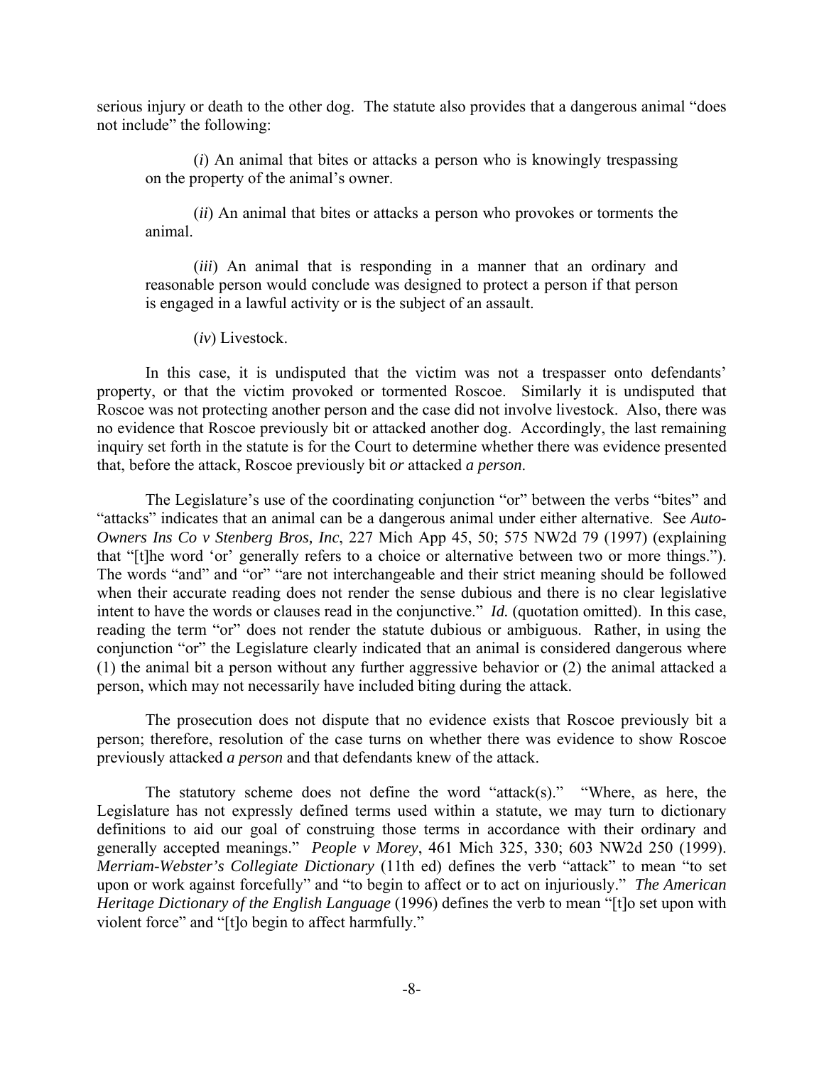serious injury or death to the other dog. The statute also provides that a dangerous animal "does not include" the following:

> (*i*) An animal that bites or attacks a person who is knowingly trespassing on the property of the animal's owner.
>
> (*ii*) An animal that bites or attacks a person who provokes or torments the animal.
>
> (*iii*) An animal that is responding in a manner that an ordinary and reasonable person would conclude was designed to protect a person if that person is engaged in a lawful activity or is the subject of an assault.
>
> (*iv*) Livestock.

In this case, it is undisputed that the victim was not a trespasser onto defendants' property, or that the victim provoked or tormented Roscoe. Similarly it is undisputed that Roscoe was not protecting another person and the case did not involve livestock. Also, there was no evidence that Roscoe previously bit or attacked another dog. Accordingly, the last remaining inquiry set forth in the statute is for the Court to determine whether there was evidence presented that, before the attack, Roscoe previously bit *or* attacked *a person*.

The Legislature's use of the coordinating conjunction "or" between the verbs "bites" and "attacks" indicates that an animal can be a dangerous animal under either alternative. See *Auto-Owners Ins Co v Stenberg Bros, Inc*, 227 Mich App 45, 50; 575 NW2d 79 (1997) (explaining that "[t]he word 'or' generally refers to a choice or alternative between two or more things."). The words "and" and "or" "are not interchangeable and their strict meaning should be followed when their accurate reading does not render the sense dubious and there is no clear legislative intent to have the words or clauses read in the conjunctive." *Id.* (quotation omitted). In this case, reading the term "or" does not render the statute dubious or ambiguous. Rather, in using the conjunction "or" the Legislature clearly indicated that an animal is considered dangerous where (1) the animal bit a person without any further aggressive behavior or (2) the animal attacked a person, which may not necessarily have included biting during the attack.

The prosecution does not dispute that no evidence exists that Roscoe previously bit a person; therefore, resolution of the case turns on whether there was evidence to show Roscoe previously attacked *a person* and that defendants knew of the attack.

The statutory scheme does not define the word "attack(s)." "Where, as here, the Legislature has not expressly defined terms used within a statute, we may turn to dictionary definitions to aid our goal of construing those terms in accordance with their ordinary and generally accepted meanings." *People v Morey*, 461 Mich 325, 330; 603 NW2d 250 (1999). *Merriam-Webster's Collegiate Dictionary* (11th ed) defines the verb "attack" to mean "to set upon or work against forcefully" and "to begin to affect or to act on injuriously." *The American Heritage Dictionary of the English Language* (1996) defines the verb to mean "[t]o set upon with violent force" and "[t]o begin to affect harmfully."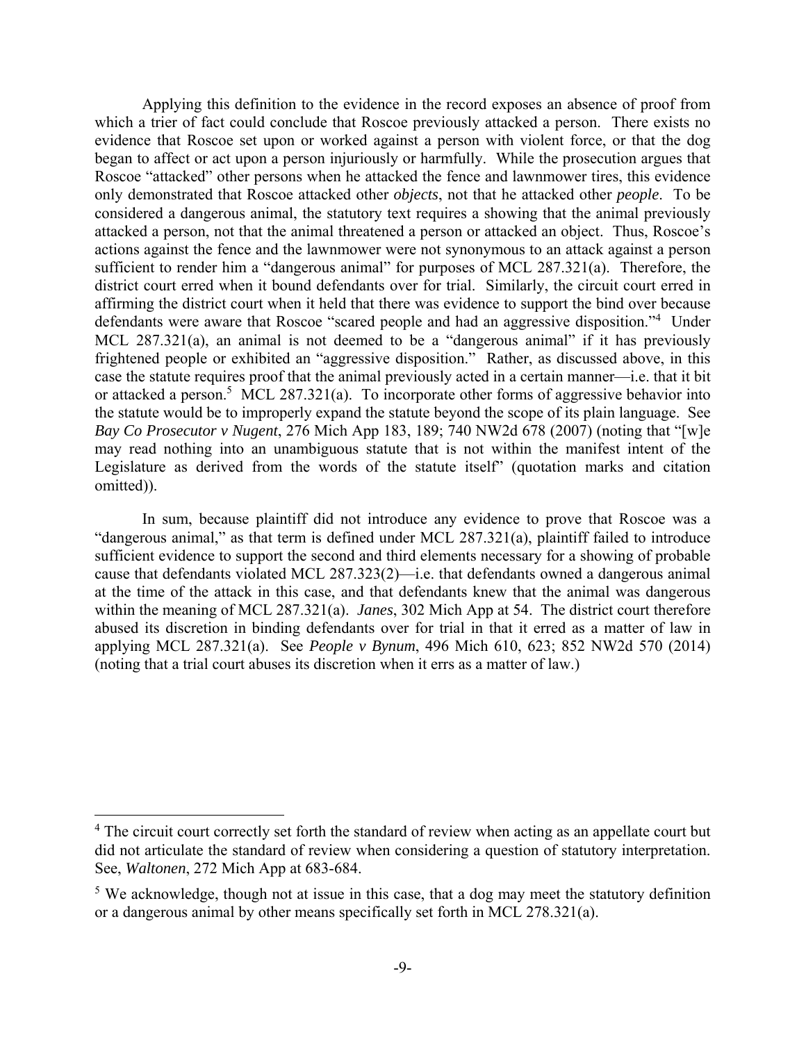Applying this definition to the evidence in the record exposes an absence of proof from which a trier of fact could conclude that Roscoe previously attacked a person. There exists no evidence that Roscoe set upon or worked against a person with violent force, or that the dog began to affect or act upon a person injuriously or harmfully. While the prosecution argues that Roscoe "attacked" other persons when he attacked the fence and lawnmower tires, this evidence only demonstrated that Roscoe attacked other *objects*, not that he attacked other *people*. To be considered a dangerous animal, the statutory text requires a showing that the animal previously attacked a person, not that the animal threatened a person or attacked an object. Thus, Roscoe's actions against the fence and the lawnmower were not synonymous to an attack against a person sufficient to render him a "dangerous animal" for purposes of MCL 287.321(a). Therefore, the district court erred when it bound defendants over for trial. Similarly, the circuit court erred in affirming the district court when it held that there was evidence to support the bind over because defendants were aware that Roscoe "scared people and had an aggressive disposition."[4] Under MCL 287.321(a), an animal is not deemed to be a "dangerous animal" if it has previously frightened people or exhibited an "aggressive disposition." Rather, as discussed above, in this case the statute requires proof that the animal previously acted in a certain manner—i.e. that it bit or attacked a person.[5] MCL 287.321(a). To incorporate other forms of aggressive behavior into the statute would be to improperly expand the statute beyond the scope of its plain language. See *Bay Co Prosecutor v Nugent*, 276 Mich App 183, 189; 740 NW2d 678 (2007) (noting that "[w]e may read nothing into an unambiguous statute that is not within the manifest intent of the Legislature as derived from the words of the statute itself" (quotation marks and citation omitted)).

In sum, because plaintiff did not introduce any evidence to prove that Roscoe was a "dangerous animal," as that term is defined under MCL 287.321(a), plaintiff failed to introduce sufficient evidence to support the second and third elements necessary for a showing of probable cause that defendants violated MCL 287.323(2)—i.e. that defendants owned a dangerous animal at the time of the attack in this case, and that defendants knew that the animal was dangerous within the meaning of MCL 287.321(a). *Janes*, 302 Mich App at 54. The district court therefore abused its discretion in binding defendants over for trial in that it erred as a matter of law in applying MCL 287.321(a). See *People v Bynum*, 496 Mich 610, 623; 852 NW2d 570 (2014) (noting that a trial court abuses its discretion when it errs as a matter of law.)

---

[4] The circuit court correctly set forth the standard of review when acting as an appellate court but did not articulate the standard of review when considering a question of statutory interpretation. See, *Waltonen*, 272 Mich App at 683-684.

[5] We acknowledge, though not at issue in this case, that a dog may meet the statutory definition or a dangerous animal by other means specifically set forth in MCL 278.321(a).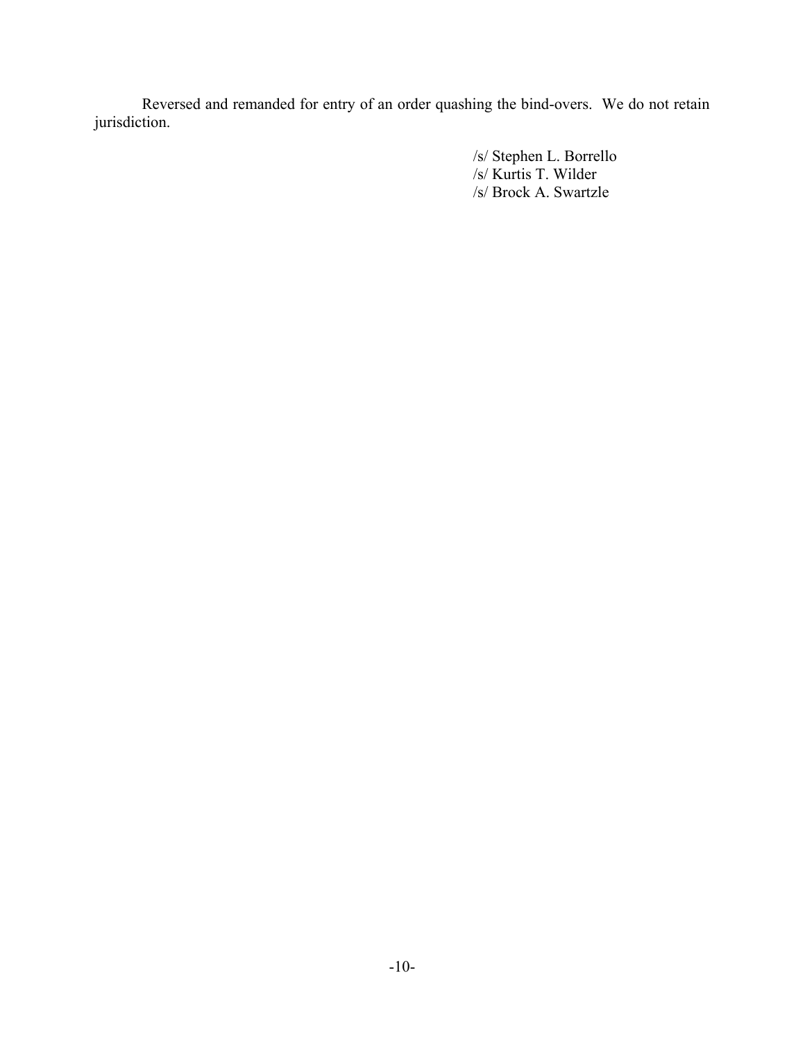Reversed and remanded for entry of an order quashing the bind-overs. We do not retain jurisdiction.

/s/ Stephen L. Borrello
/s/ Kurtis T. Wilder
/s/ Brock A. Swartzle